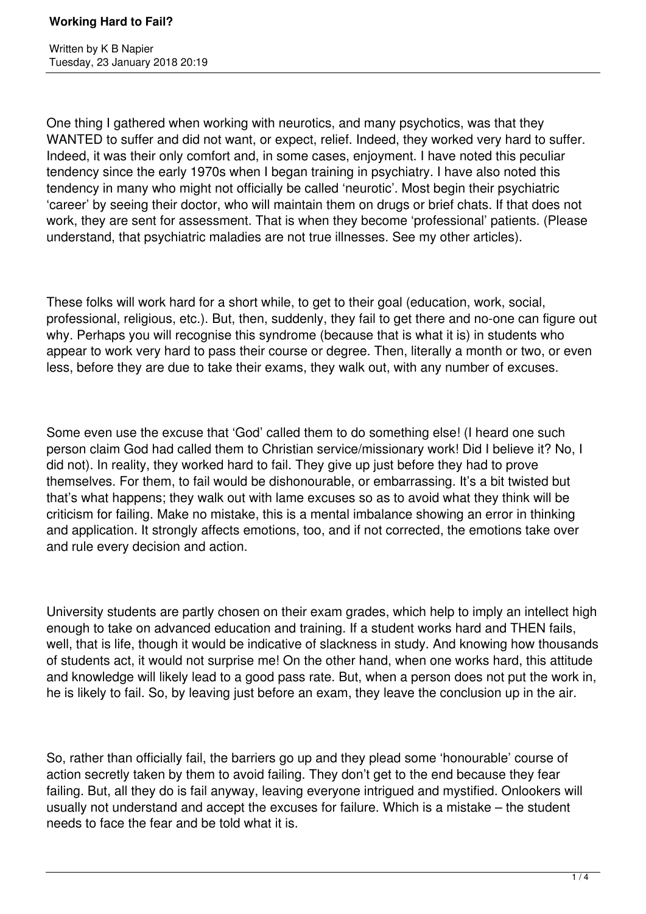# Working Hard to Fail?

Written by K B Napier
Tuesday, 23 January 2018 20:19

One thing I gathered when working with neurotics, and many psychotics, was that they WANTED to suffer and did not want, or expect, relief. Indeed, they worked very hard to suffer. Indeed, it was their only comfort and, in some cases, enjoyment. I have noted this peculiar tendency since the early 1970s when I began training in psychiatry. I have also noted this tendency in many who might not officially be called 'neurotic'. Most begin their psychiatric 'career' by seeing their doctor, who will maintain them on drugs or brief chats. If that does not work, they are sent for assessment. That is when they become 'professional' patients. (Please understand, that psychiatric maladies are not true illnesses. See my other articles).

These folks will work hard for a short while, to get to their goal (education, work, social, professional, religious, etc.). But, then, suddenly, they fail to get there and no-one can figure out why. Perhaps you will recognise this syndrome (because that is what it is) in students who appear to work very hard to pass their course or degree. Then, literally a month or two, or even less, before they are due to take their exams, they walk out, with any number of excuses.

Some even use the excuse that 'God' called them to do something else! (I heard one such person claim God had called them to Christian service/missionary work! Did I believe it? No, I did not). In reality, they worked hard to fail. They give up just before they had to prove themselves. For them, to fail would be dishonourable, or embarrassing. It's a bit twisted but that's what happens; they walk out with lame excuses so as to avoid what they think will be criticism for failing. Make no mistake, this is a mental imbalance showing an error in thinking and application. It strongly affects emotions, too, and if not corrected, the emotions take over and rule every decision and action.

University students are partly chosen on their exam grades, which help to imply an intellect high enough to take on advanced education and training. If a student works hard and THEN fails, well, that is life, though it would be indicative of slackness in study. And knowing how thousands of students act, it would not surprise me! On the other hand, when one works hard, this attitude and knowledge will likely lead to a good pass rate. But, when a person does not put the work in, he is likely to fail. So, by leaving just before an exam, they leave the conclusion up in the air.

So, rather than officially fail, the barriers go up and they plead some 'honourable' course of action secretly taken by them to avoid failing. They don't get to the end because they fear failing. But, all they do is fail anyway, leaving everyone intrigued and mystified. Onlookers will usually not understand and accept the excuses for failure. Which is a mistake – the student needs to face the fear and be told what it is.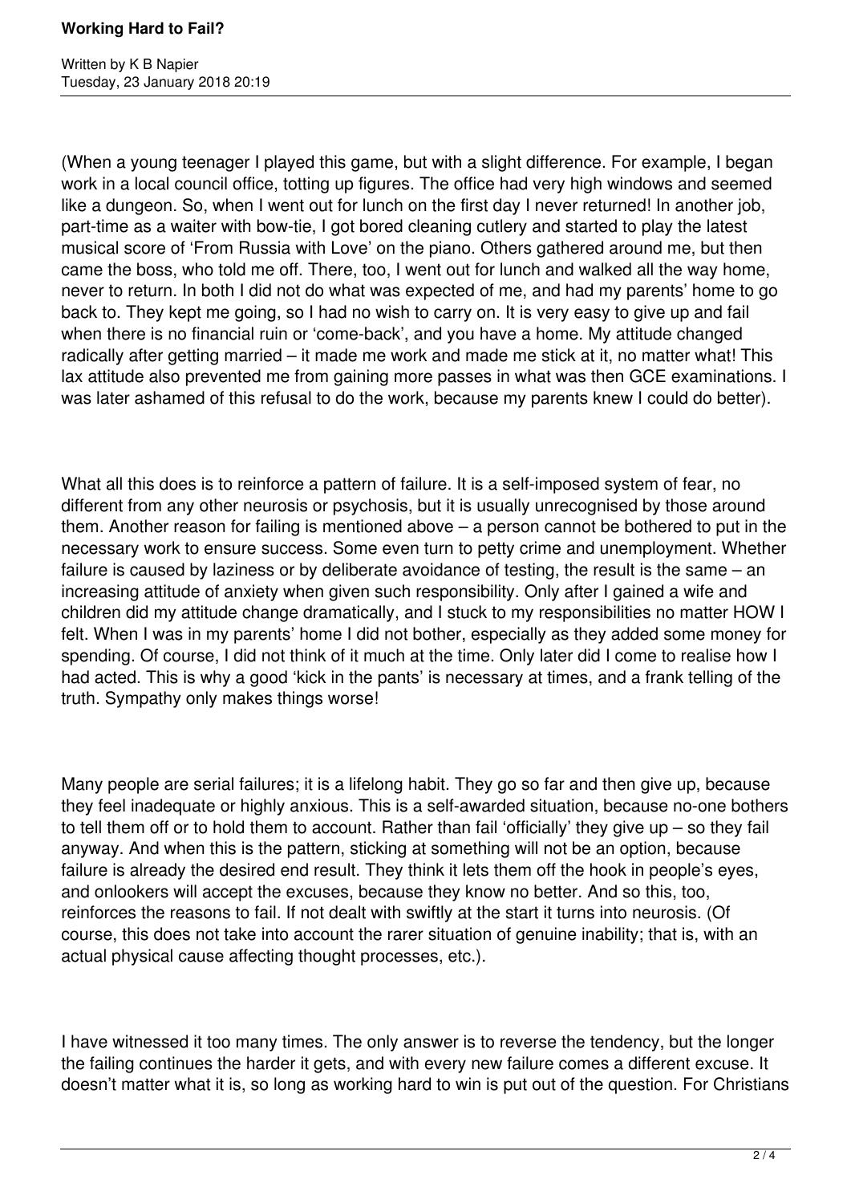(When a young teenager I played this game, but with a slight difference. For example, I began work in a local council office, totting up figures. The office had very high windows and seemed like a dungeon. So, when I went out for lunch on the first day I never returned! In another job, part-time as a waiter with bow-tie, I got bored cleaning cutlery and started to play the latest musical score of 'From Russia with Love' on the piano. Others gathered around me, but then came the boss, who told me off. There, too, I went out for lunch and walked all the way home, never to return. In both I did not do what was expected of me, and had my parents' home to go back to. They kept me going, so I had no wish to carry on. It is very easy to give up and fail when there is no financial ruin or 'come-back', and you have a home. My attitude changed radically after getting married – it made me work and made me stick at it, no matter what! This lax attitude also prevented me from gaining more passes in what was then GCE examinations. I was later ashamed of this refusal to do the work, because my parents knew I could do better).

What all this does is to reinforce a pattern of failure. It is a self-imposed system of fear, no different from any other neurosis or psychosis, but it is usually unrecognised by those around them. Another reason for failing is mentioned above – a person cannot be bothered to put in the necessary work to ensure success. Some even turn to petty crime and unemployment. Whether failure is caused by laziness or by deliberate avoidance of testing, the result is the same – an increasing attitude of anxiety when given such responsibility. Only after I gained a wife and children did my attitude change dramatically, and I stuck to my responsibilities no matter HOW I felt. When I was in my parents' home I did not bother, especially as they added some money for spending. Of course, I did not think of it much at the time. Only later did I come to realise how I had acted. This is why a good 'kick in the pants' is necessary at times, and a frank telling of the truth. Sympathy only makes things worse!

Many people are serial failures; it is a lifelong habit. They go so far and then give up, because they feel inadequate or highly anxious. This is a self-awarded situation, because no-one bothers to tell them off or to hold them to account. Rather than fail 'officially' they give up – so they fail anyway. And when this is the pattern, sticking at something will not be an option, because failure is already the desired end result. They think it lets them off the hook in people's eyes, and onlookers will accept the excuses, because they know no better. And so this, too, reinforces the reasons to fail. If not dealt with swiftly at the start it turns into neurosis. (Of course, this does not take into account the rarer situation of genuine inability; that is, with an actual physical cause affecting thought processes, etc.).

I have witnessed it too many times. The only answer is to reverse the tendency, but the longer the failing continues the harder it gets, and with every new failure comes a different excuse. It doesn't matter what it is, so long as working hard to win is put out of the question. For Christians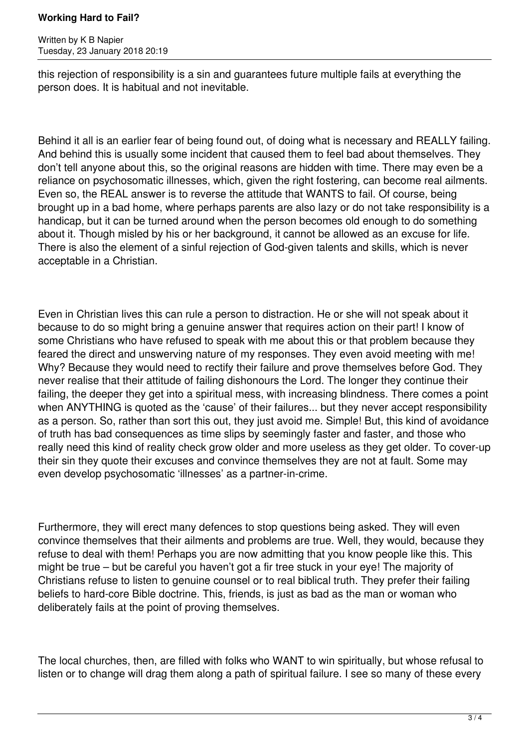this rejection of responsibility is a sin and guarantees future multiple fails at everything the person does. It is habitual and not inevitable.

Behind it all is an earlier fear of being found out, of doing what is necessary and REALLY failing. And behind this is usually some incident that caused them to feel bad about themselves. They don't tell anyone about this, so the original reasons are hidden with time. There may even be a reliance on psychosomatic illnesses, which, given the right fostering, can become real ailments. Even so, the REAL answer is to reverse the attitude that WANTS to fail. Of course, being brought up in a bad home, where perhaps parents are also lazy or do not take responsibility is a handicap, but it can be turned around when the person becomes old enough to do something about it. Though misled by his or her background, it cannot be allowed as an excuse for life. There is also the element of a sinful rejection of God-given talents and skills, which is never acceptable in a Christian.

Even in Christian lives this can rule a person to distraction. He or she will not speak about it because to do so might bring a genuine answer that requires action on their part! I know of some Christians who have refused to speak with me about this or that problem because they feared the direct and unswerving nature of my responses. They even avoid meeting with me! Why? Because they would need to rectify their failure and prove themselves before God. They never realise that their attitude of failing dishonours the Lord. The longer they continue their failing, the deeper they get into a spiritual mess, with increasing blindness. There comes a point when ANYTHING is quoted as the 'cause' of their failures... but they never accept responsibility as a person. So, rather than sort this out, they just avoid me. Simple! But, this kind of avoidance of truth has bad consequences as time slips by seemingly faster and faster, and those who really need this kind of reality check grow older and more useless as they get older. To cover-up their sin they quote their excuses and convince themselves they are not at fault. Some may even develop psychosomatic 'illnesses' as a partner-in-crime.

Furthermore, they will erect many defences to stop questions being asked. They will even convince themselves that their ailments and problems are true. Well, they would, because they refuse to deal with them! Perhaps you are now admitting that you know people like this. This might be true – but be careful you haven't got a fir tree stuck in your eye! The majority of Christians refuse to listen to genuine counsel or to real biblical truth. They prefer their failing beliefs to hard-core Bible doctrine. This, friends, is just as bad as the man or woman who deliberately fails at the point of proving themselves.

The local churches, then, are filled with folks who WANT to win spiritually, but whose refusal to listen or to change will drag them along a path of spiritual failure. I see so many of these every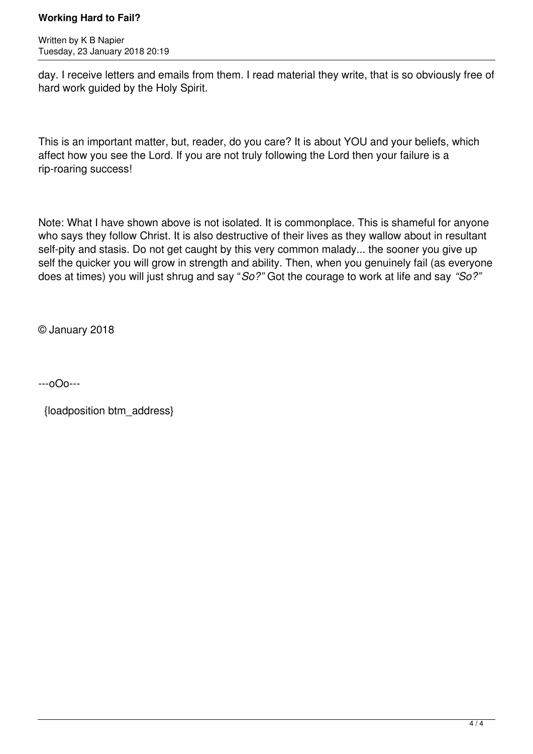day. I receive letters and emails from them. I read material they write, that is so obviously free of hard work guided by the Holy Spirit.

This is an important matter, but, reader, do you care? It is about YOU and your beliefs, which affect how you see the Lord. If you are not truly following the Lord then your failure is a rip-roaring success!

Note: What I have shown above is not isolated. It is commonplace. This is shameful for anyone who says they follow Christ. It is also destructive of their lives as they wallow about in resultant self-pity and stasis. Do not get caught by this very common malady... the sooner you give up self the quicker you will grow in strength and ability. Then, when you genuinely fail (as everyone does at times) you will just shrug and say "*So?*" Got the courage to work at life and say *"So?"*

© January 2018

---oOo---

{loadposition btm_address}